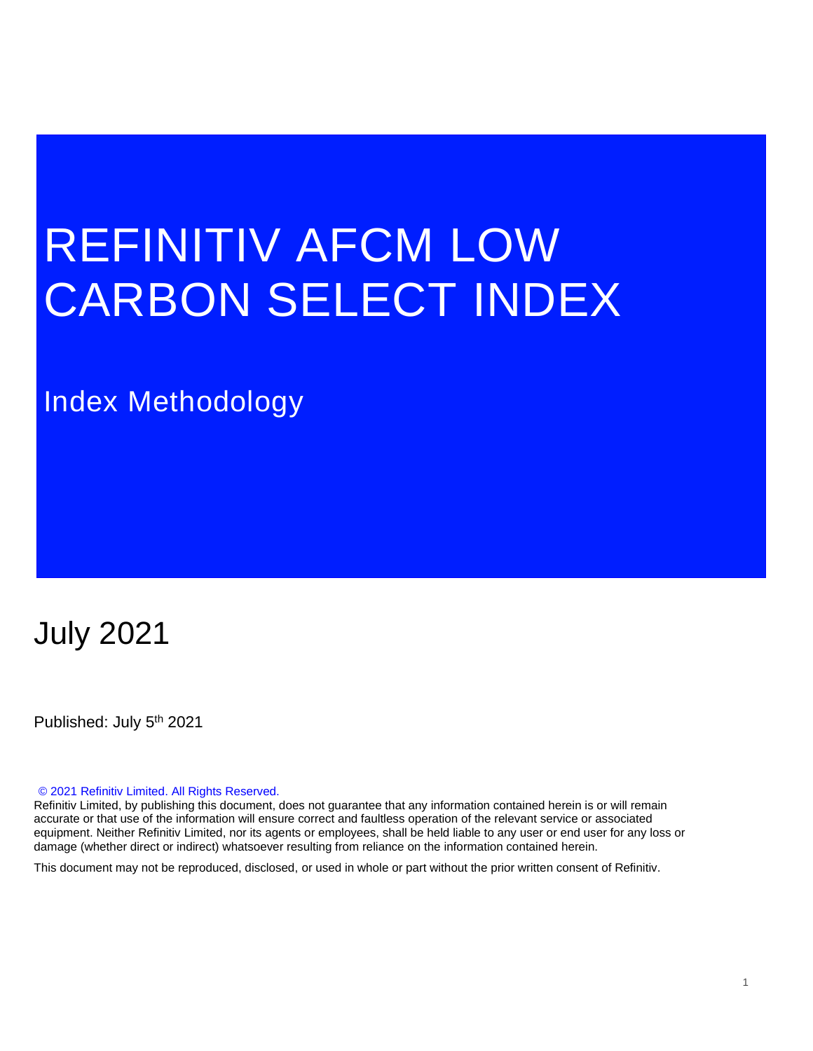# REFINITIV AFCM LOW CARBON SELECT INDEX

## Index Methodology

## July 2021

Published: July 5th 2021

© 2021 Refinitiv Limited. All Rights Reserved.

Refinitiv Limited, by publishing this document, does not guarantee that any information contained herein is or will remain accurate or that use of the information will ensure correct and faultless operation of the relevant service or associated equipment. Neither Refinitiv Limited, nor its agents or employees, shall be held liable to any user or end user for any loss or damage (whether direct or indirect) whatsoever resulting from reliance on the information contained herein.

This document may not be reproduced, disclosed, or used in whole or part without the prior written consent of Refinitiv.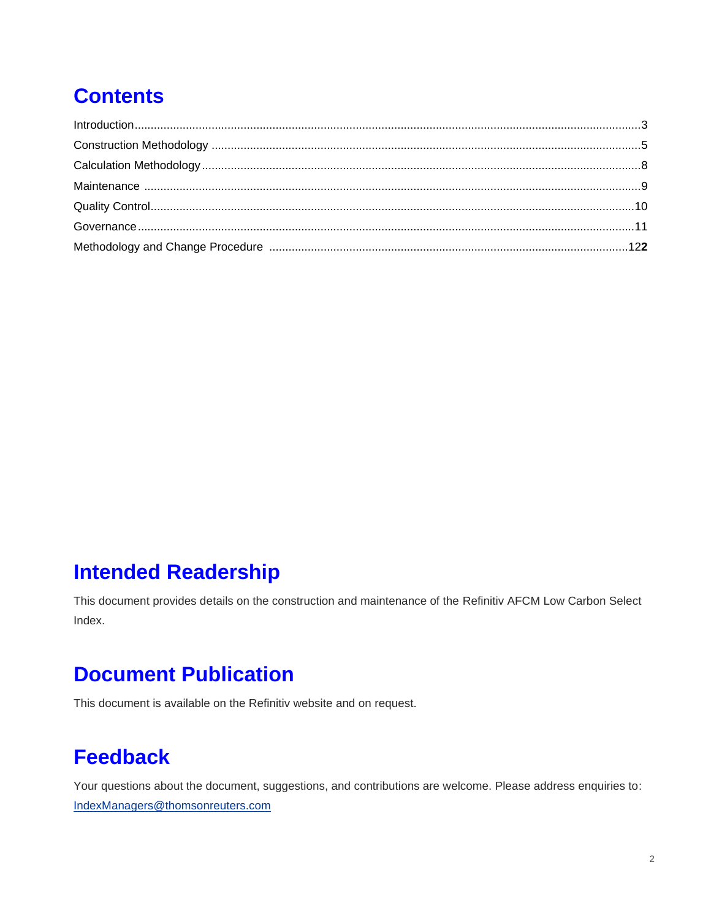# Contents

Introduction ........................................................................................................................................... 3
Construction Methodology .................................................................................................................. 5
Calculation Methodology ...................................................................................................................... 8
Maintenance ......................................................................................................................................... 9
Quality Control ..................................................................................................................................... 10
Governance .......................................................................................................................................... 11
Methodology and Change Procedure ................................................................................................ 122

# Intended Readership

This document provides details on the construction and maintenance of the Refinitiv AFCM Low Carbon Select Index.

# Document Publication

This document is available on the Refinitiv website and on request.

# Feedback

Your questions about the document, suggestions, and contributions are welcome. Please address enquiries to: IndexManagers@thomsonreuters.com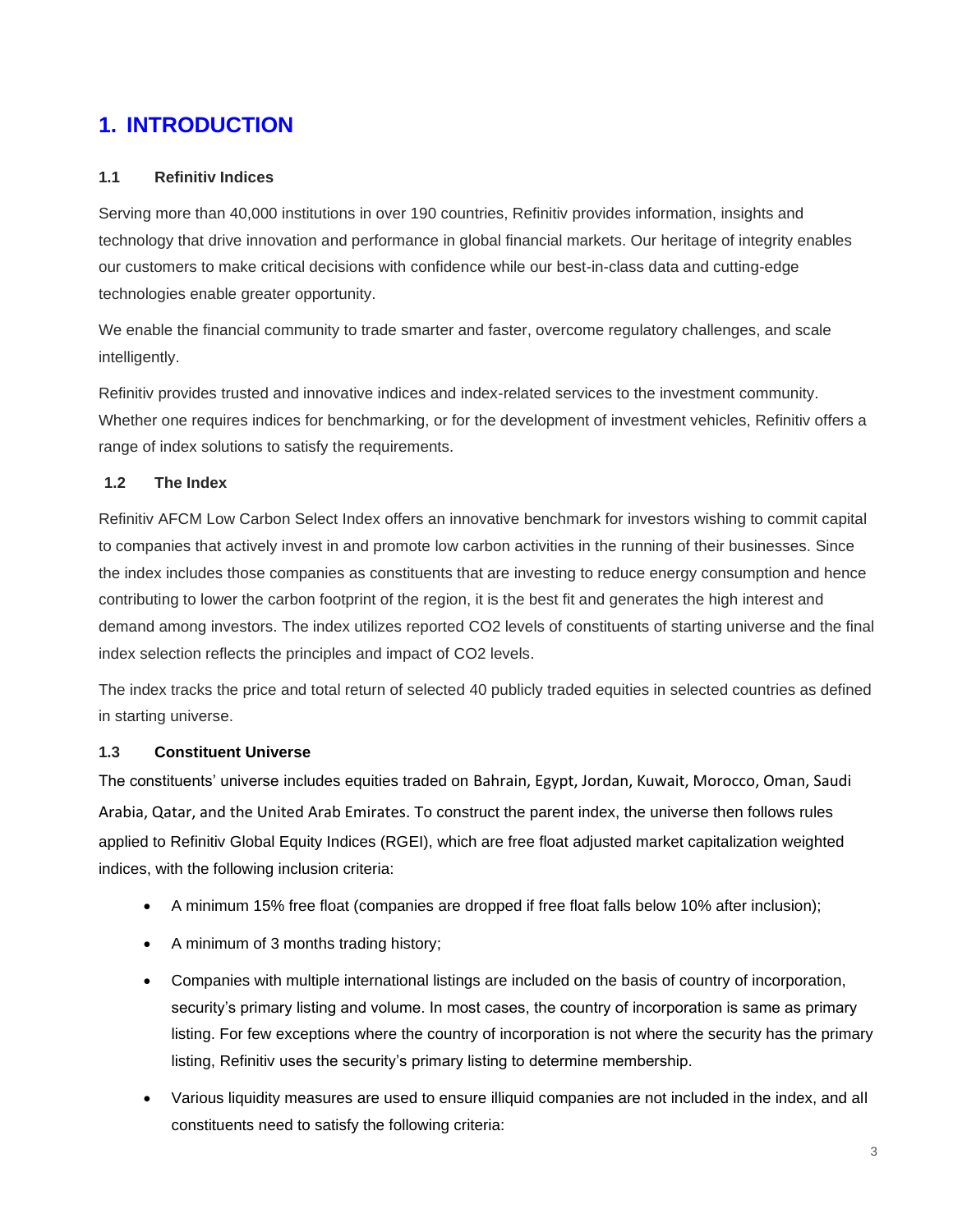# 1. INTRODUCTION

### 1.1 Refinitiv Indices

Serving more than 40,000 institutions in over 190 countries, Refinitiv provides information, insights and technology that drive innovation and performance in global financial markets. Our heritage of integrity enables our customers to make critical decisions with confidence while our best-in-class data and cutting-edge technologies enable greater opportunity.

We enable the financial community to trade smarter and faster, overcome regulatory challenges, and scale intelligently.

Refinitiv provides trusted and innovative indices and index-related services to the investment community. Whether one requires indices for benchmarking, or for the development of investment vehicles, Refinitiv offers a range of index solutions to satisfy the requirements.

### 1.2 The Index

Refinitiv AFCM Low Carbon Select Index offers an innovative benchmark for investors wishing to commit capital to companies that actively invest in and promote low carbon activities in the running of their businesses. Since the index includes those companies as constituents that are investing to reduce energy consumption and hence contributing to lower the carbon footprint of the region, it is the best fit and generates the high interest and demand among investors. The index utilizes reported $CO_2$ levels of constituents of starting universe and the final index selection reflects the principles and impact of $CO_2$ levels.

The index tracks the price and total return of selected 40 publicly traded equities in selected countries as defined in starting universe.

### 1.3 Constituent Universe

The constituents' universe includes equities traded on Bahrain, Egypt, Jordan, Kuwait, Morocco, Oman, Saudi Arabia, Qatar, and the United Arab Emirates. To construct the parent index, the universe then follows rules applied to Refinitiv Global Equity Indices (RGEI), which are free float adjusted market capitalization weighted indices, with the following inclusion criteria:

- A minimum 15% free float (companies are dropped if free float falls below 10% after inclusion);
- A minimum of 3 months trading history;
- Companies with multiple international listings are included on the basis of country of incorporation, security's primary listing and volume. In most cases, the country of incorporation is same as primary listing. For few exceptions where the country of incorporation is not where the security has the primary listing, Refinitiv uses the security's primary listing to determine membership.
- Various liquidity measures are used to ensure illiquid companies are not included in the index, and all constituents need to satisfy the following criteria: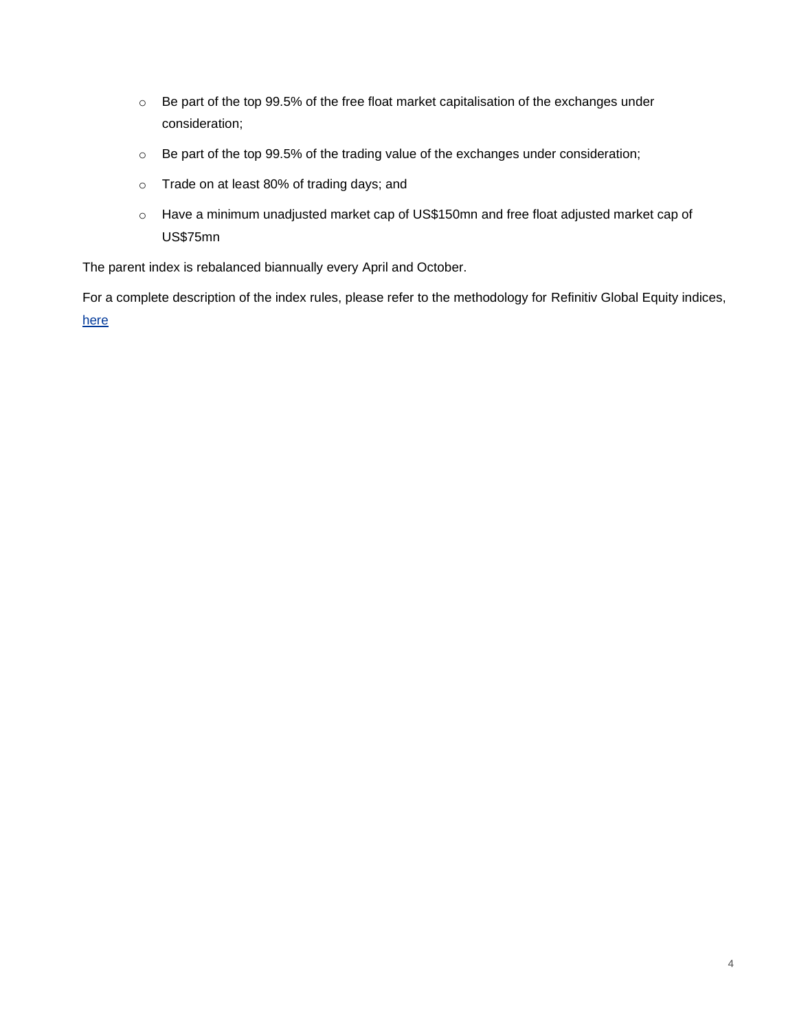- Be part of the top 99.5% of the free float market capitalisation of the exchanges under consideration;
- Be part of the top 99.5% of the trading value of the exchanges under consideration;
- Trade on at least 80% of trading days; and
- Have a minimum unadjusted market cap of US$150mn and free float adjusted market cap of US$75mn

The parent index is rebalanced biannually every April and October.

For a complete description of the index rules, please refer to the methodology for Refinitiv Global Equity indices, here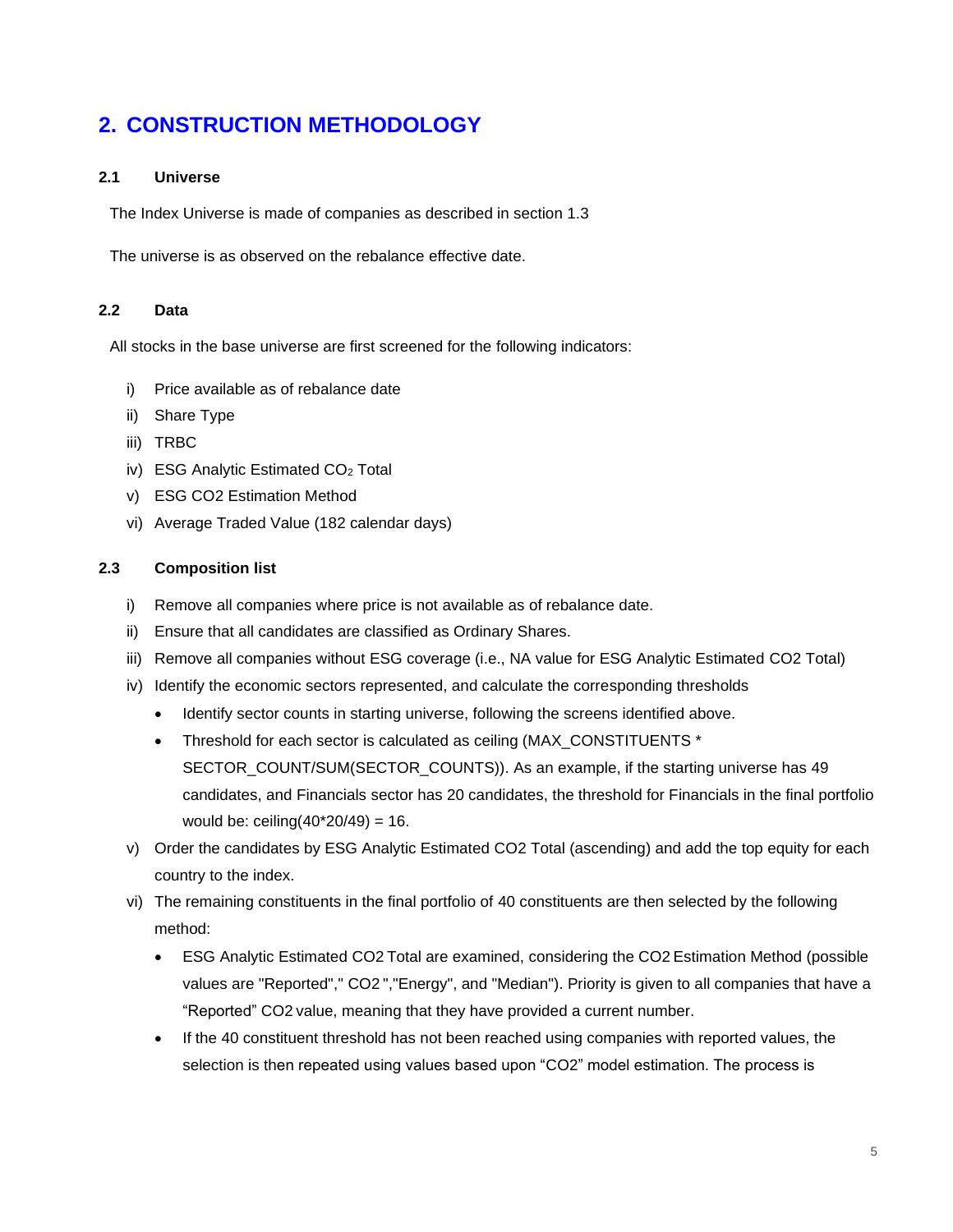# 2. CONSTRUCTION METHODOLOGY

### 2.1 Universe

The Index Universe is made of companies as described in section 1.3

The universe is as observed on the rebalance effective date.

### 2.2 Data

All stocks in the base universe are first screened for the following indicators:

i) Price available as of rebalance date
ii) Share Type
iii) TRBC
iv) ESG Analytic Estimated $CO_2$ Total
v) ESG CO2 Estimation Method
vi) Average Traded Value (182 calendar days)

### 2.3 Composition list

i) Remove all companies where price is not available as of rebalance date.
ii) Ensure that all candidates are classified as Ordinary Shares.
iii) Remove all companies without ESG coverage (i.e., NA value for ESG Analytic Estimated CO2 Total)
iv) Identify the economic sectors represented, and calculate the corresponding thresholds
   - Identify sector counts in starting universe, following the screens identified above.
   - Threshold for each sector is calculated as ceiling (MAX_CONSTITUENTS * SECTOR_COUNT/SUM(SECTOR_COUNTS)). As an example, if the starting universe has 49 candidates, and Financials sector has 20 candidates, the threshold for Financials in the final portfolio would be: ceiling(40*20/49) = 16.
v) Order the candidates by ESG Analytic Estimated CO2 Total (ascending) and add the top equity for each country to the index.
vi) The remaining constituents in the final portfolio of 40 constituents are then selected by the following method:
   - ESG Analytic Estimated CO2 Total are examined, considering the CO2 Estimation Method (possible values are "Reported"," CO2 ","Energy", and "Median"). Priority is given to all companies that have a "Reported" CO2 value, meaning that they have provided a current number.
   - If the 40 constituent threshold has not been reached using companies with reported values, the selection is then repeated using values based upon "CO2" model estimation. The process is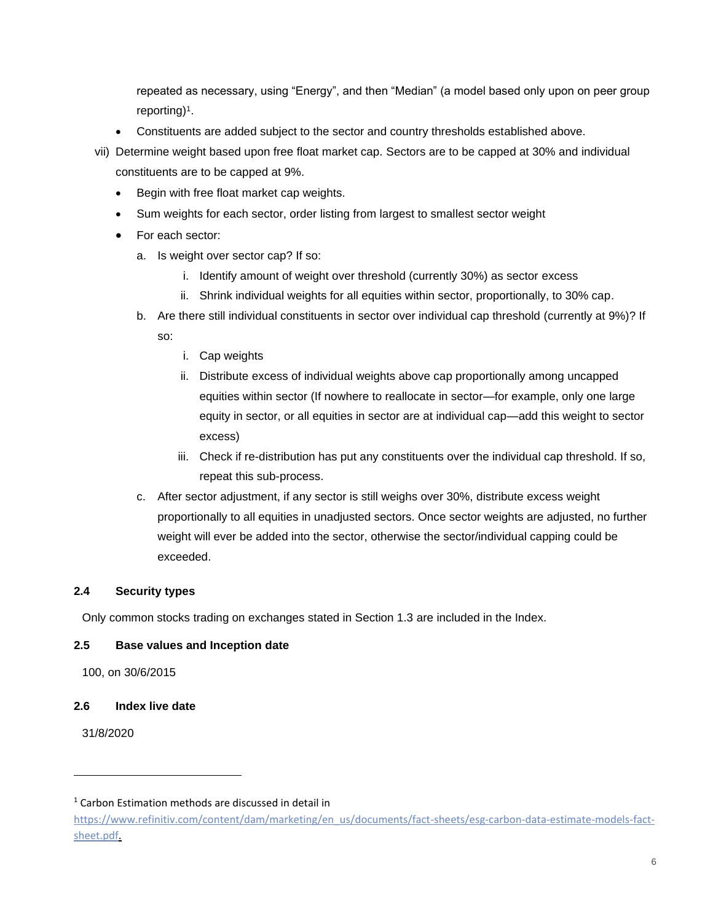repeated as necessary, using "Energy", and then "Median" (a model based only upon on peer group reporting)[1].

- Constituents are added subject to the sector and country thresholds established above.

vii) Determine weight based upon free float market cap. Sectors are to be capped at 30% and individual constituents are to be capped at 9%.

- Begin with free float market cap weights.
- Sum weights for each sector, order listing from largest to smallest sector weight
- For each sector:
  a. Is weight over sector cap? If so:
     i. Identify amount of weight over threshold (currently 30%) as sector excess
     ii. Shrink individual weights for all equities within sector, proportionally, to 30% cap.
  b. Are there still individual constituents in sector over individual cap threshold (currently at 9%)? If so:
     i. Cap weights
     ii. Distribute excess of individual weights above cap proportionally among uncapped equities within sector (If nowhere to reallocate in sector—for example, only one large equity in sector, or all equities in sector are at individual cap—add this weight to sector excess)
     iii. Check if re-distribution has put any constituents over the individual cap threshold. If so, repeat this sub-process.
  c. After sector adjustment, if any sector is still weighs over 30%, distribute excess weight proportionally to all equities in unadjusted sectors. Once sector weights are adjusted, no further weight will ever be added into the sector, otherwise the sector/individual capping could be exceeded.

### 2.4 Security types

Only common stocks trading on exchanges stated in Section 1.3 are included in the Index.

### 2.5 Base values and Inception date

100, on 30/6/2015

### 2.6 Index live date

31/8/2020

---

[1] Carbon Estimation methods are discussed in detail in https://www.refinitiv.com/content/dam/marketing/en_us/documents/fact-sheets/esg-carbon-data-estimate-models-fact-sheet.pdf.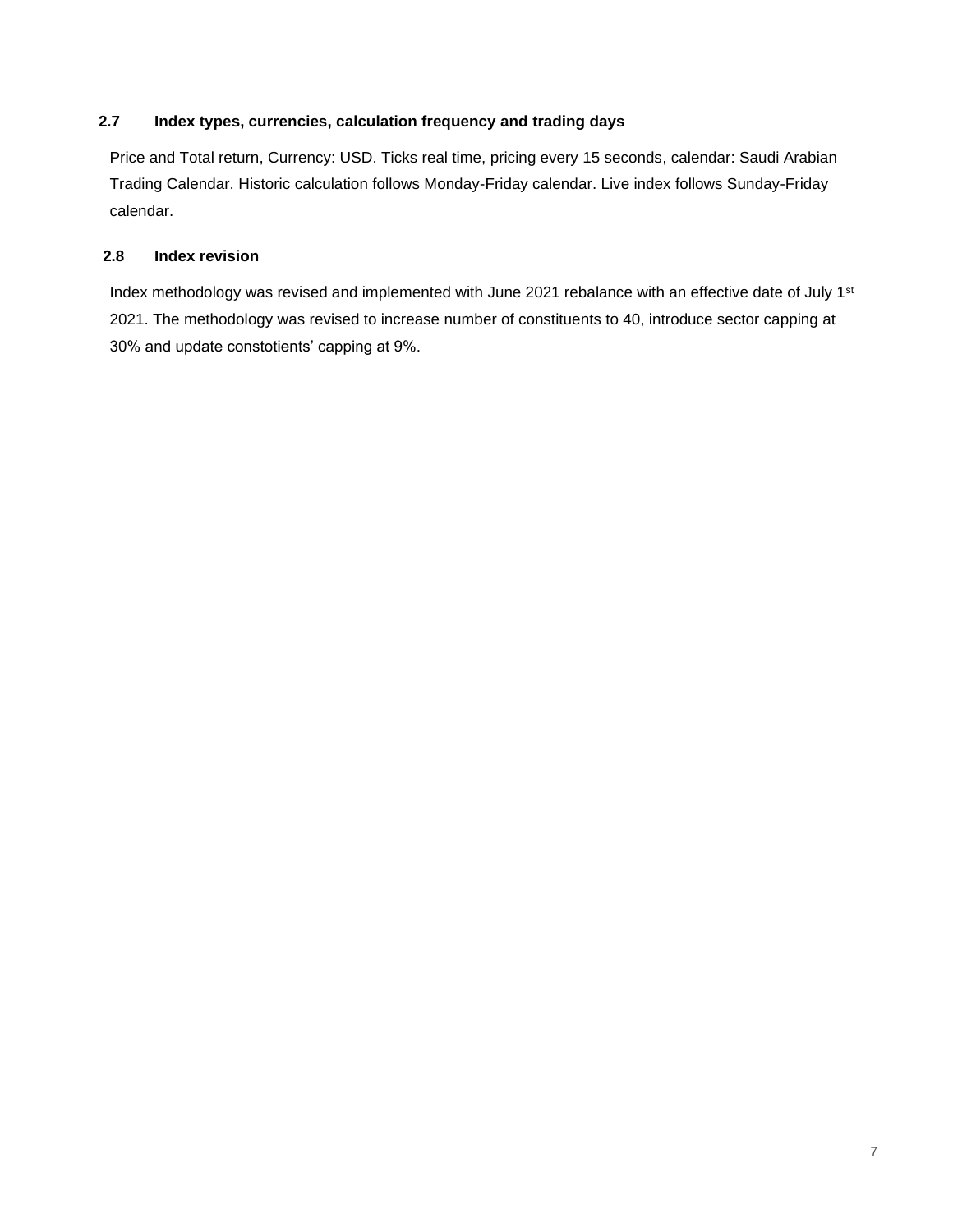### 2.7 Index types, currencies, calculation frequency and trading days

Price and Total return, Currency: USD. Ticks real time, pricing every 15 seconds, calendar: Saudi Arabian Trading Calendar. Historic calculation follows Monday-Friday calendar. Live index follows Sunday-Friday calendar.

### 2.8 Index revision

Index methodology was revised and implemented with June 2021 rebalance with an effective date of July 1st 2021. The methodology was revised to increase number of constituents to 40, introduce sector capping at 30% and update constotients' capping at 9%.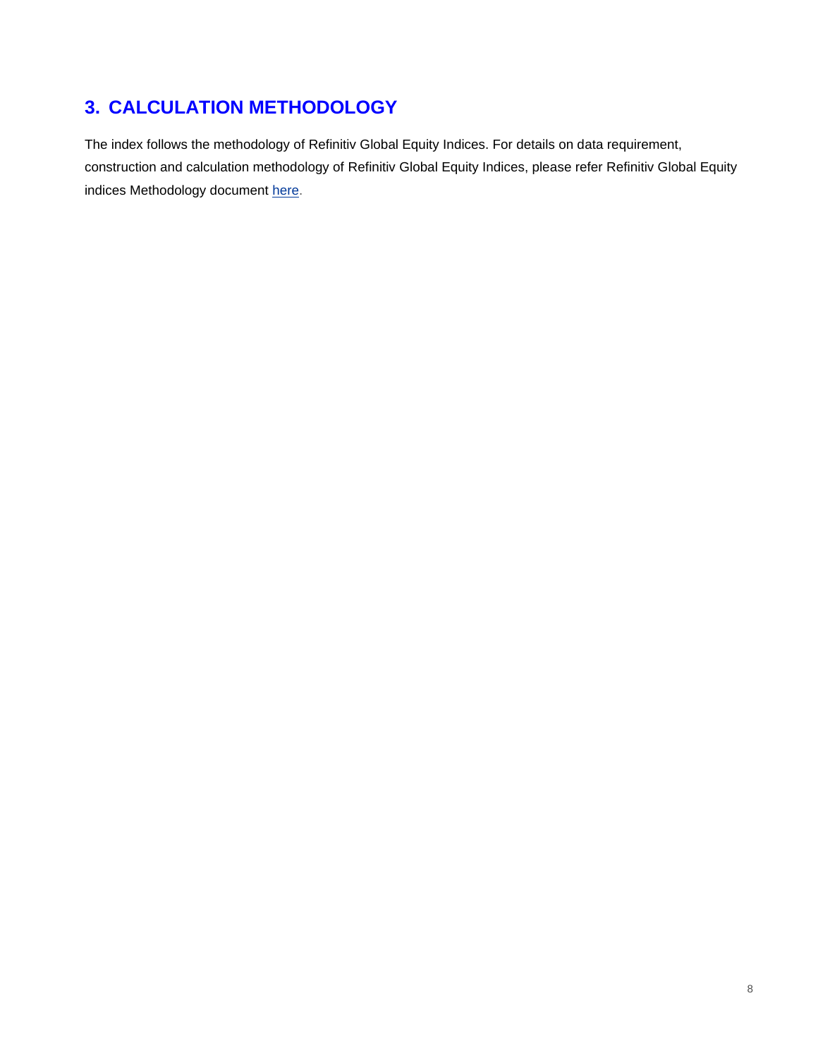# 3. CALCULATION METHODOLOGY

The index follows the methodology of Refinitiv Global Equity Indices. For details on data requirement, construction and calculation methodology of Refinitiv Global Equity Indices, please refer Refinitiv Global Equity indices Methodology document here.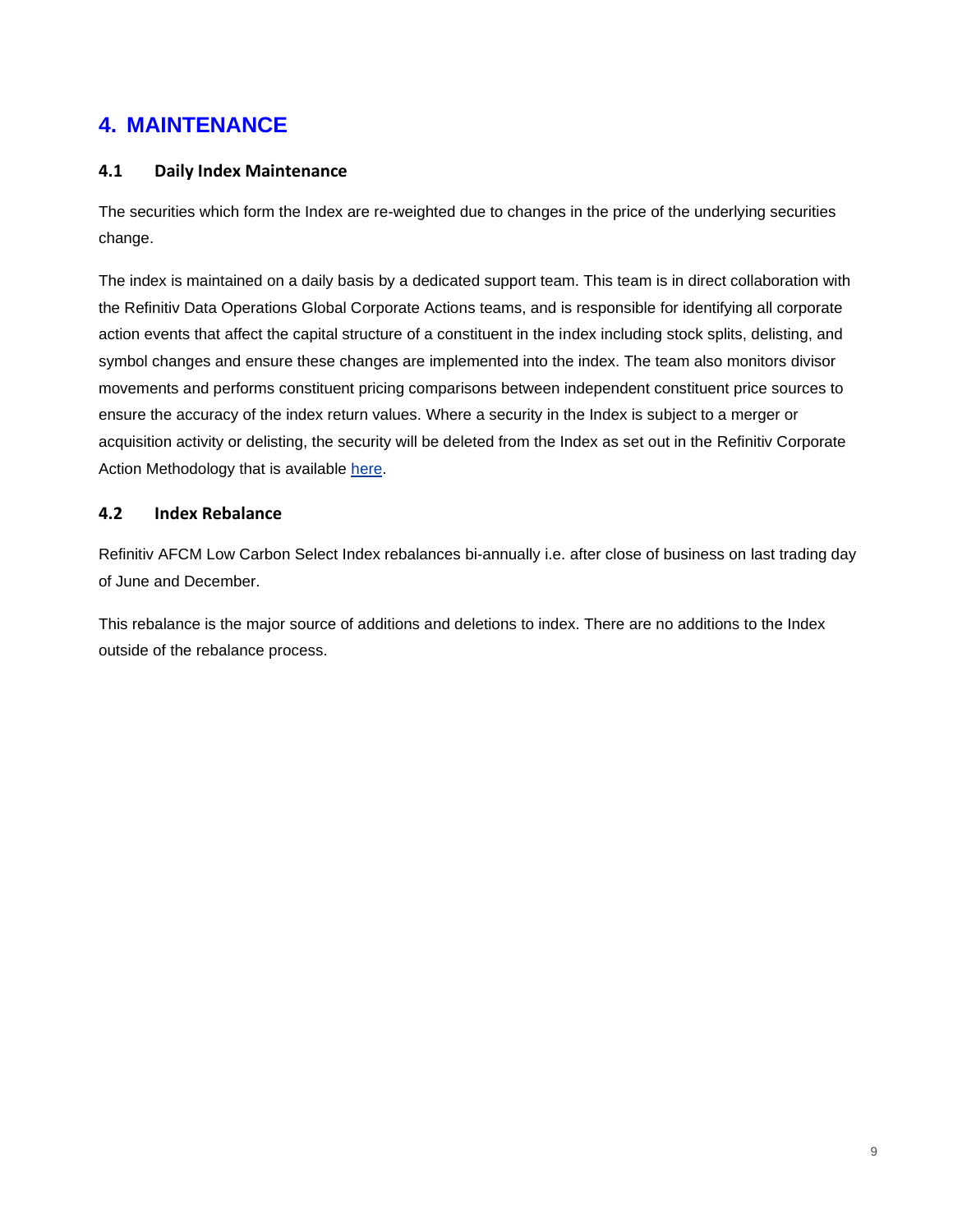# 4. MAINTENANCE

## 4.1 Daily Index Maintenance

The securities which form the Index are re-weighted due to changes in the price of the underlying securities change.

The index is maintained on a daily basis by a dedicated support team. This team is in direct collaboration with the Refinitiv Data Operations Global Corporate Actions teams, and is responsible for identifying all corporate action events that affect the capital structure of a constituent in the index including stock splits, delisting, and symbol changes and ensure these changes are implemented into the index. The team also monitors divisor movements and performs constituent pricing comparisons between independent constituent price sources to ensure the accuracy of the index return values. Where a security in the Index is subject to a merger or acquisition activity or delisting, the security will be deleted from the Index as set out in the Refinitiv Corporate Action Methodology that is available here.

## 4.2 Index Rebalance

Refinitiv AFCM Low Carbon Select Index rebalances bi-annually i.e. after close of business on last trading day of June and December.

This rebalance is the major source of additions and deletions to index. There are no additions to the Index outside of the rebalance process.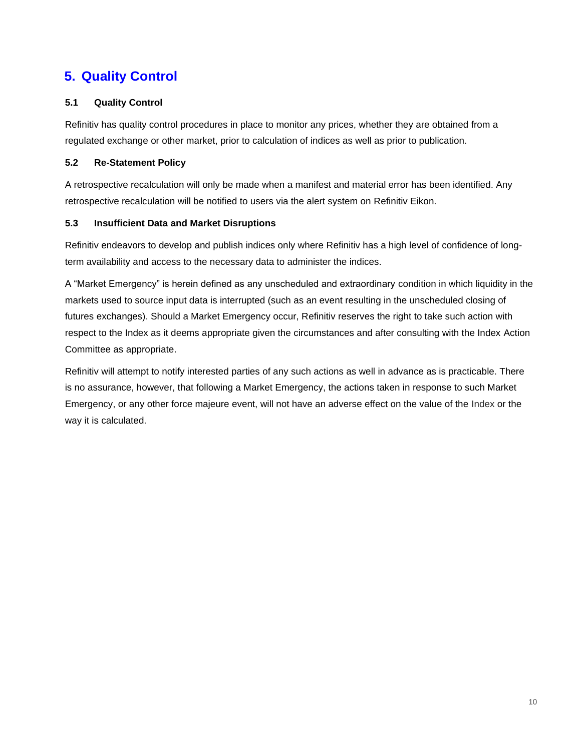# 5. Quality Control

### 5.1 Quality Control

Refinitiv has quality control procedures in place to monitor any prices, whether they are obtained from a regulated exchange or other market, prior to calculation of indices as well as prior to publication.

### 5.2 Re-Statement Policy

A retrospective recalculation will only be made when a manifest and material error has been identified. Any retrospective recalculation will be notified to users via the alert system on Refinitiv Eikon.

### 5.3 Insufficient Data and Market Disruptions

Refinitiv endeavors to develop and publish indices only where Refinitiv has a high level of confidence of long-term availability and access to the necessary data to administer the indices.

A "Market Emergency" is herein defined as any unscheduled and extraordinary condition in which liquidity in the markets used to source input data is interrupted (such as an event resulting in the unscheduled closing of futures exchanges). Should a Market Emergency occur, Refinitiv reserves the right to take such action with respect to the Index as it deems appropriate given the circumstances and after consulting with the Index Action Committee as appropriate.

Refinitiv will attempt to notify interested parties of any such actions as well in advance as is practicable. There is no assurance, however, that following a Market Emergency, the actions taken in response to such Market Emergency, or any other force majeure event, will not have an adverse effect on the value of the Index or the way it is calculated.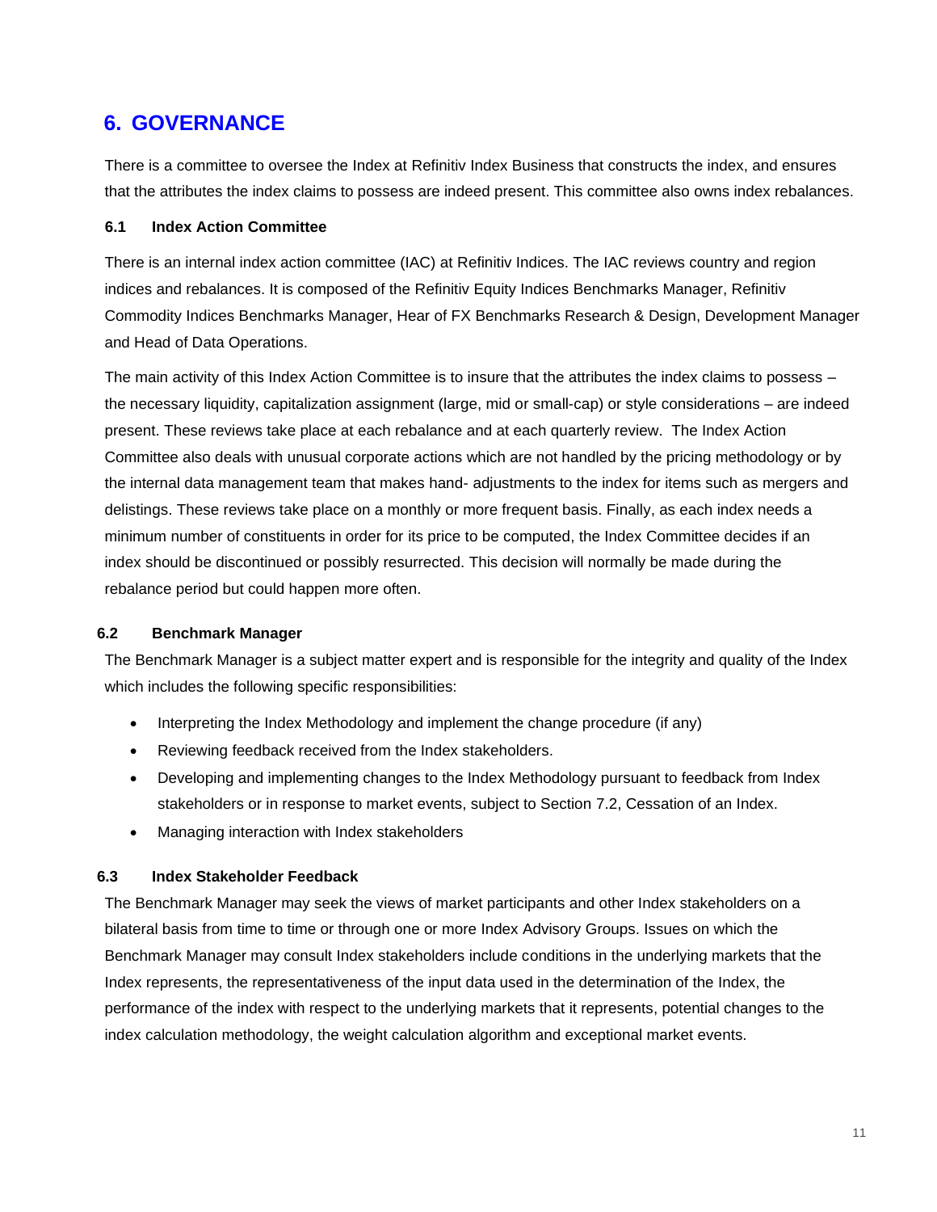# 6. GOVERNANCE

There is a committee to oversee the Index at Refinitiv Index Business that constructs the index, and ensures that the attributes the index claims to possess are indeed present. This committee also owns index rebalances.

### 6.1 Index Action Committee

There is an internal index action committee (IAC) at Refinitiv Indices. The IAC reviews country and region indices and rebalances. It is composed of the Refinitiv Equity Indices Benchmarks Manager, Refinitiv Commodity Indices Benchmarks Manager, Hear of FX Benchmarks Research & Design, Development Manager and Head of Data Operations.

The main activity of this Index Action Committee is to insure that the attributes the index claims to possess – the necessary liquidity, capitalization assignment (large, mid or small-cap) or style considerations – are indeed present. These reviews take place at each rebalance and at each quarterly review. The Index Action Committee also deals with unusual corporate actions which are not handled by the pricing methodology or by the internal data management team that makes hand- adjustments to the index for items such as mergers and delistings. These reviews take place on a monthly or more frequent basis. Finally, as each index needs a minimum number of constituents in order for its price to be computed, the Index Committee decides if an index should be discontinued or possibly resurrected. This decision will normally be made during the rebalance period but could happen more often.

### 6.2 Benchmark Manager

The Benchmark Manager is a subject matter expert and is responsible for the integrity and quality of the Index which includes the following specific responsibilities:

- Interpreting the Index Methodology and implement the change procedure (if any)
- Reviewing feedback received from the Index stakeholders.
- Developing and implementing changes to the Index Methodology pursuant to feedback from Index stakeholders or in response to market events, subject to Section 7.2, Cessation of an Index.
- Managing interaction with Index stakeholders

### 6.3 Index Stakeholder Feedback

The Benchmark Manager may seek the views of market participants and other Index stakeholders on a bilateral basis from time to time or through one or more Index Advisory Groups. Issues on which the Benchmark Manager may consult Index stakeholders include conditions in the underlying markets that the Index represents, the representativeness of the input data used in the determination of the Index, the performance of the index with respect to the underlying markets that it represents, potential changes to the index calculation methodology, the weight calculation algorithm and exceptional market events.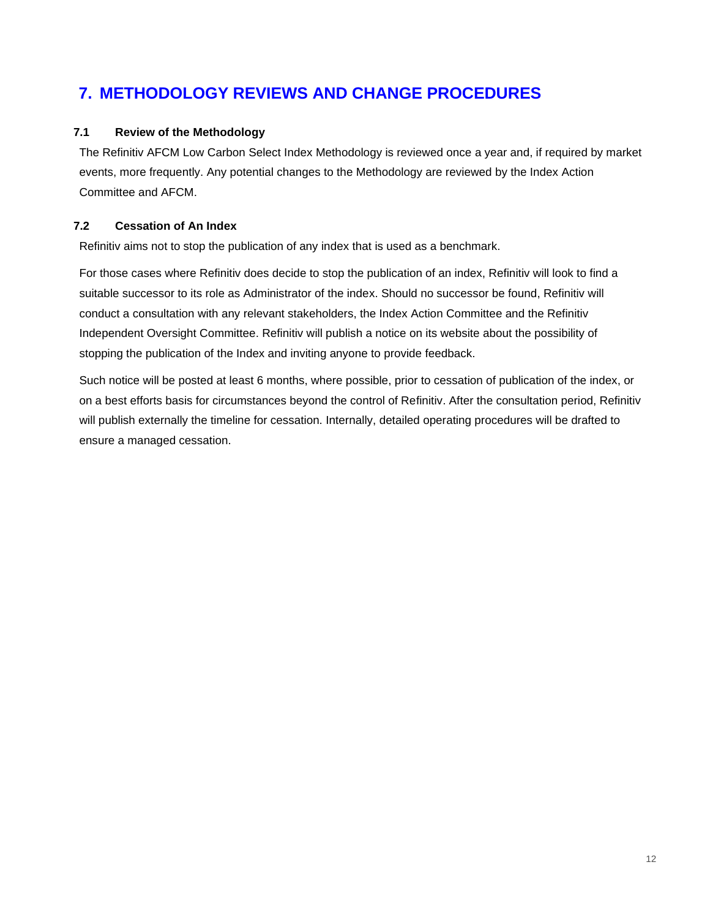# 7. METHODOLOGY REVIEWS AND CHANGE PROCEDURES

### 7.1 Review of the Methodology

The Refinitiv AFCM Low Carbon Select Index Methodology is reviewed once a year and, if required by market events, more frequently. Any potential changes to the Methodology are reviewed by the Index Action Committee and AFCM.

### 7.2 Cessation of An Index

Refinitiv aims not to stop the publication of any index that is used as a benchmark.

For those cases where Refinitiv does decide to stop the publication of an index, Refinitiv will look to find a suitable successor to its role as Administrator of the index. Should no successor be found, Refinitiv will conduct a consultation with any relevant stakeholders, the Index Action Committee and the Refinitiv Independent Oversight Committee. Refinitiv will publish a notice on its website about the possibility of stopping the publication of the Index and inviting anyone to provide feedback.

Such notice will be posted at least 6 months, where possible, prior to cessation of publication of the index, or on a best efforts basis for circumstances beyond the control of Refinitiv. After the consultation period, Refinitiv will publish externally the timeline for cessation. Internally, detailed operating procedures will be drafted to ensure a managed cessation.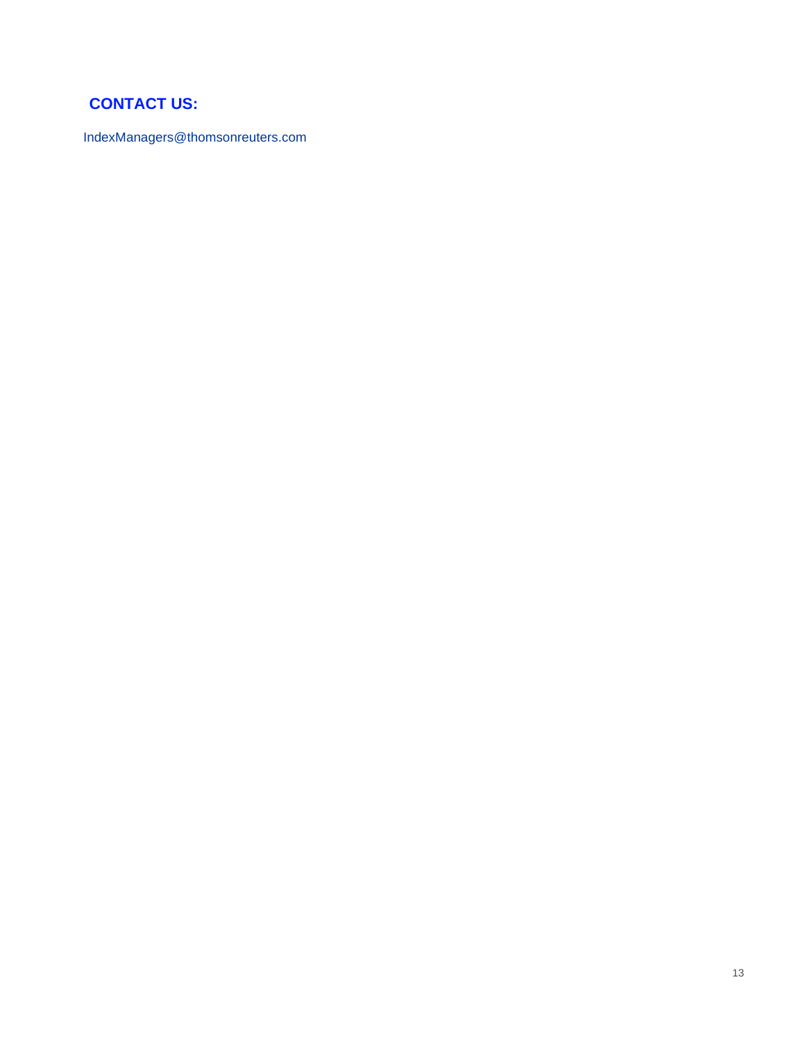## CONTACT US:

IndexManagers@thomsonreuters.com